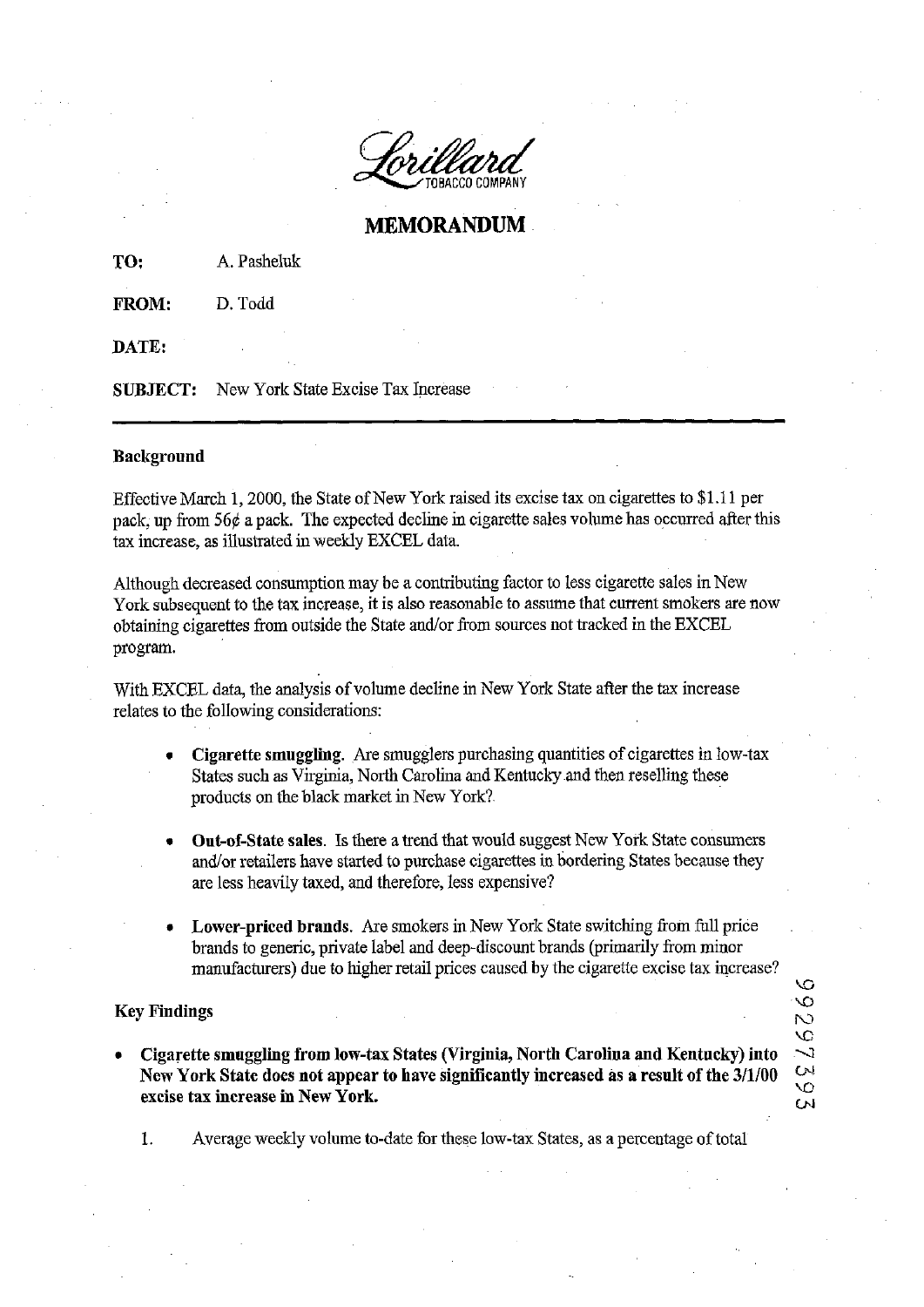Lorillard TOBACCO COMPANY

# MEMORANDUM

**TO:** A. Pasheluk

**FROM:** D. Todd

**DATE:**

**SUBJECT:** New York State Excise Tax Increase

---

## Background

Effective March 1, 2000, the State of New York raised its excise tax on cigarettes to $1.11 per pack, up from 56¢ a pack. The expected decline in cigarette sales volume has occurred after this tax increase, as illustrated in weekly EXCEL data.

Although decreased consumption may be a contributing factor to less cigarette sales in New York subsequent to the tax increase, it is also reasonable to assume that current smokers are now obtaining cigarettes from outside the State and/or from sources not tracked in the EXCEL program.

With EXCEL data, the analysis of volume decline in New York State after the tax increase relates to the following considerations:

- **Cigarette smuggling.** Are smugglers purchasing quantities of cigarettes in low-tax States such as Virginia, North Carolina and Kentucky and then reselling these products on the black market in New York?
- **Out-of-State sales.** Is there a trend that would suggest New York State consumers and/or retailers have started to purchase cigarettes in bordering States because they are less heavily taxed, and therefore, less expensive?
- **Lower-priced brands.** Are smokers in New York State switching from full price brands to generic, private label and deep-discount brands (primarily from minor manufacturers) due to higher retail prices caused by the cigarette excise tax increase?

## Key Findings

- **Cigarette smuggling from low-tax States (Virginia, North Carolina and Kentucky) into New York State does not appear to have significantly increased as a result of the 3/1/00 excise tax increase in New York.**

  1. Average weekly volume to-date for these low-tax States, as a percentage of total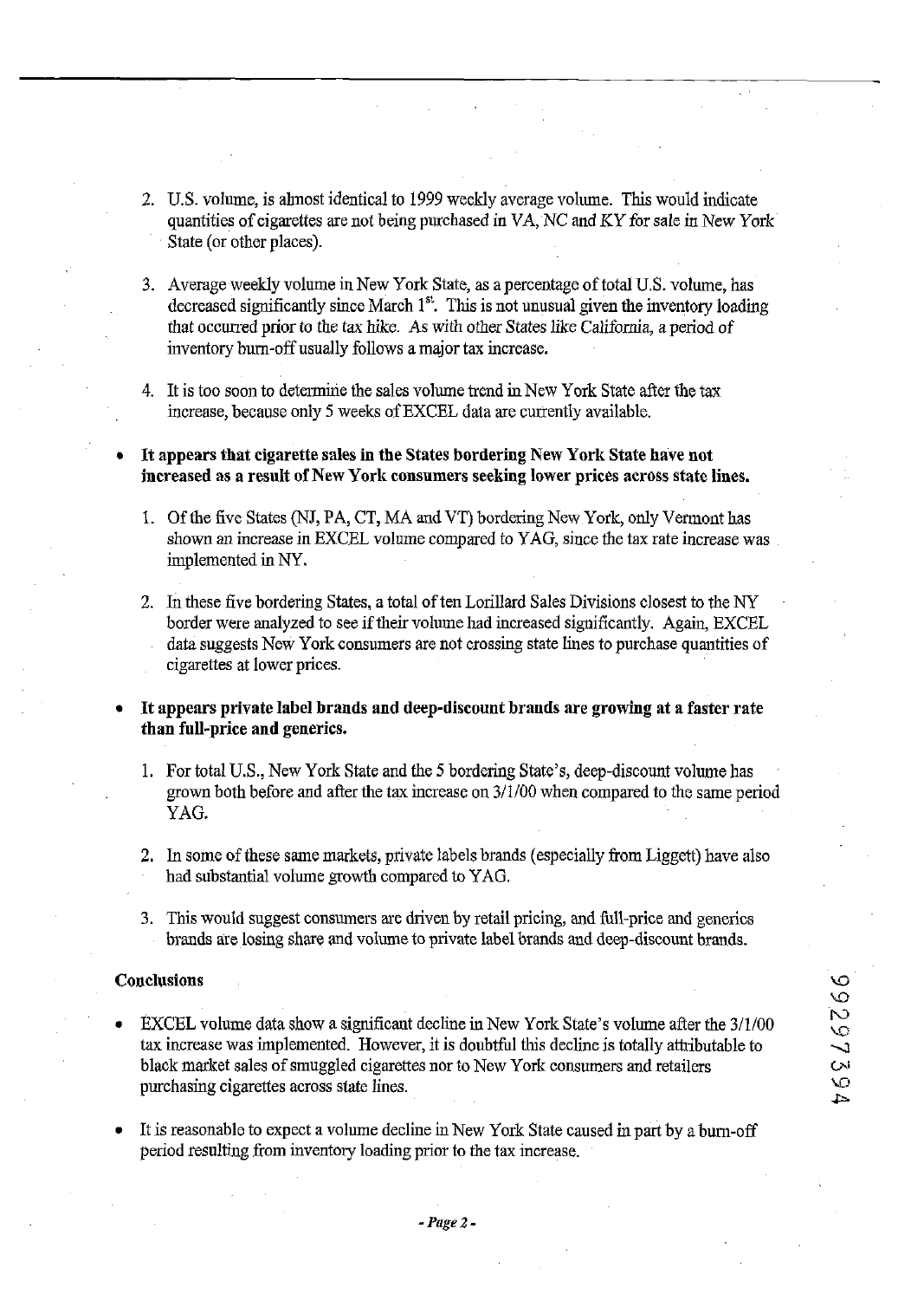2. U.S. volume, is almost identical to 1999 weekly average volume. This would indicate quantities of cigarettes are not being purchased in VA, NC and KY for sale in New York State (or other places).

3. Average weekly volume in New York State, as a percentage of total U.S. volume, has decreased significantly since March 1st. This is not unusual given the inventory loading that occurred prior to the tax hike. As with other States like California, a period of inventory burn-off usually follows a major tax increase.

4. It is too soon to determine the sales volume trend in New York State after the tax increase, because only 5 weeks of EXCEL data are currently available.

- **It appears that cigarette sales in the States bordering New York State have not increased as a result of New York consumers seeking lower prices across state lines.**

  1. Of the five States (NJ, PA, CT, MA and VT) bordering New York, only Vermont has shown an increase in EXCEL volume compared to YAG, since the tax rate increase was implemented in NY.

  2. In these five bordering States, a total of ten Lorillard Sales Divisions closest to the NY border were analyzed to see if their volume had increased significantly. Again, EXCEL data suggests New York consumers are not crossing state lines to purchase quantities of cigarettes at lower prices.

- **It appears private label brands and deep-discount brands are growing at a faster rate than full-price and generics.**

  1. For total U.S., New York State and the 5 bordering State's, deep-discount volume has grown both before and after the tax increase on 3/1/00 when compared to the same period YAG.

  2. In some of these same markets, private labels brands (especially from Liggett) have also had substantial volume growth compared to YAG.

  3. This would suggest consumers are driven by retail pricing, and full-price and generics brands are losing share and volume to private label brands and deep-discount brands.

**Conclusions**

- EXCEL volume data show a significant decline in New York State's volume after the 3/1/00 tax increase was implemented. However, it is doubtful this decline is totally attributable to black market sales of smuggled cigarettes nor to New York consumers and retailers purchasing cigarettes across state lines.

- It is reasonable to expect a volume decline in New York State caused in part by a burn-off period resulting from inventory loading prior to the tax increase.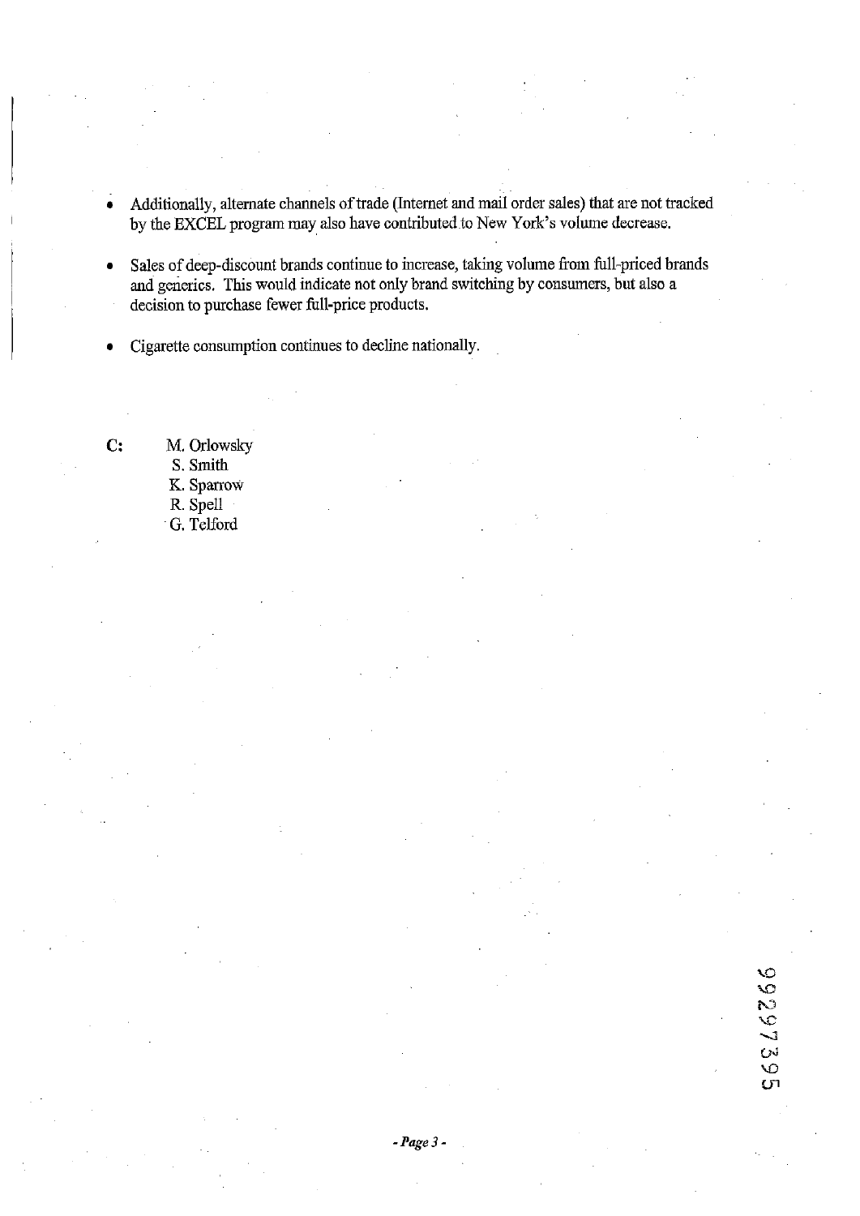- Additionally, alternate channels of trade (Internet and mail order sales) that are not tracked by the EXCEL program may also have contributed to New York's volume decrease.
- Sales of deep-discount brands continue to increase, taking volume from full-priced brands and generics. This would indicate not only brand switching by consumers, but also a decision to purchase fewer full-price products.
- Cigarette consumption continues to decline nationally.

**C:**
M. Orlowsky
S. Smith
K. Sparrow
R. Spell
G. Telford

99297395